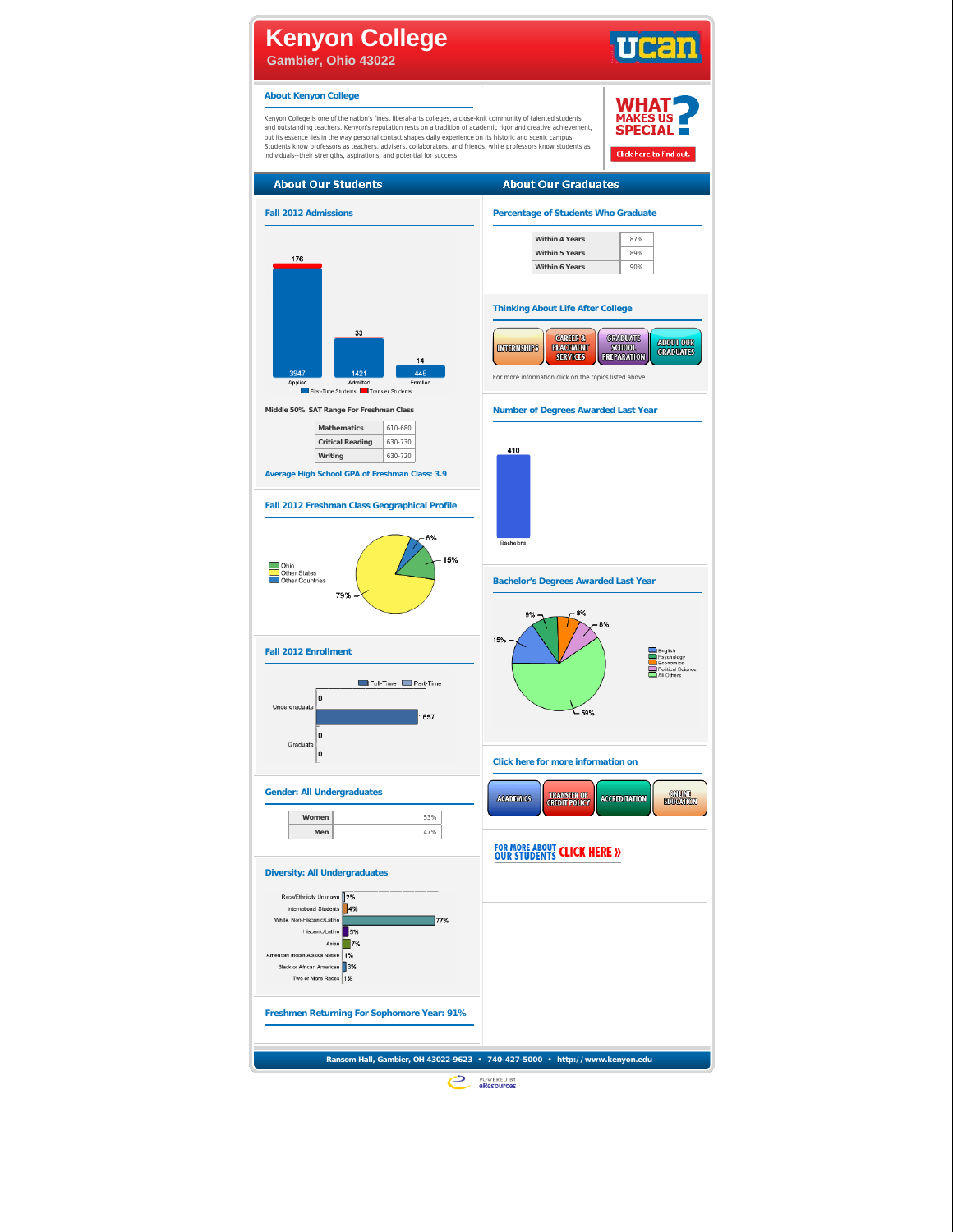# Kenyon College

Gambier, Ohio 43022

ucan

## About Kenyon College

Kenyon College is one of the nation's finest liberal-arts colleges, a close-knit community of talented students and outstanding teachers. Kenyon's reputation rests on a tradition of academic rigor and creative achievement, but its essence lies in the way personal contact shapes daily experience on its historic and scenic campus. Students know professors as teachers, advisers, collaborators, and friends, while professors know students as individuals--their strengths, aspirations, and potential for success.

WHAT MAKES US SPECIAL?

Click here to find out.

## About Our Students

### Fall 2012 Admissions

| | First-Time Students | Transfer Students |
|---|---|---|
| Applied | 3947 | 176 |
| Admitted | 1421 | 33 |
| Enrolled | 446 | 14 |

### Middle 50% SAT Range For Freshman Class

| | |
|---|---|
| Mathematics | 610-680 |
| Critical Reading | 630-730 |
| Writing | 630-720 |

**Average High School GPA of Freshman Class: 3.9**

### Fall 2012 Freshman Class Geographical Profile

| | |
|---|---|
| Ohio | 15% |
| Other States | 79% |
| Other Countries | 6% |

### Fall 2012 Enrollment

| | Full-Time | Part-Time |
|---|---|---|
| Undergraduate | 1657 | 0 |
| Graduate | 0 | 0 |

### Gender: All Undergraduates

| | |
|---|---|
| Women | 53% |
| Men | 47% |

### Diversity: All Undergraduates

| | |
|---|---|
| Race/Ethnicity Unknown | 2% |
| International Students | 4% |
| White, Non-Hispanic/Latino | 77% |
| Hispanic/Latino | 5% |
| Asian | 7% |
| American Indian/Alaska Native | 1% |
| Black or African American | 3% |
| Two or More Races | 1% |

### Freshmen Returning For Sophomore Year: 91%

## About Our Graduates

### Percentage of Students Who Graduate

| | |
|---|---|
| Within 4 Years | 87% |
| Within 5 Years | 89% |
| Within 6 Years | 90% |

### Thinking About Life After College

INTERNSHIPS | CAREER & PLACEMENT SERVICES | GRADUATE SCHOOL PREPARATION | ABOUT OUR GRADUATES

For more information click on the topics listed above.

### Number of Degrees Awarded Last Year

| | |
|---|---|
| Bachelor's | 410 |

### Bachelor's Degrees Awarded Last Year

| | |
|---|---|
| English | 15% |
| Psychology | 9% |
| Economics | 8% |
| Political Science | 8% |
| All Others | 59% |

### Click here for more information on

ACADEMICS | TRANSFER OF CREDIT POLICY | ACCREDITATION | ONLINE EDUCATION

FOR MORE ABOUT OUR STUDENTS CLICK HERE »

Ransom Hall, Gambier, OH 43022-9623 • 740-427-5000 • http://www.kenyon.edu

POWERED BY eResources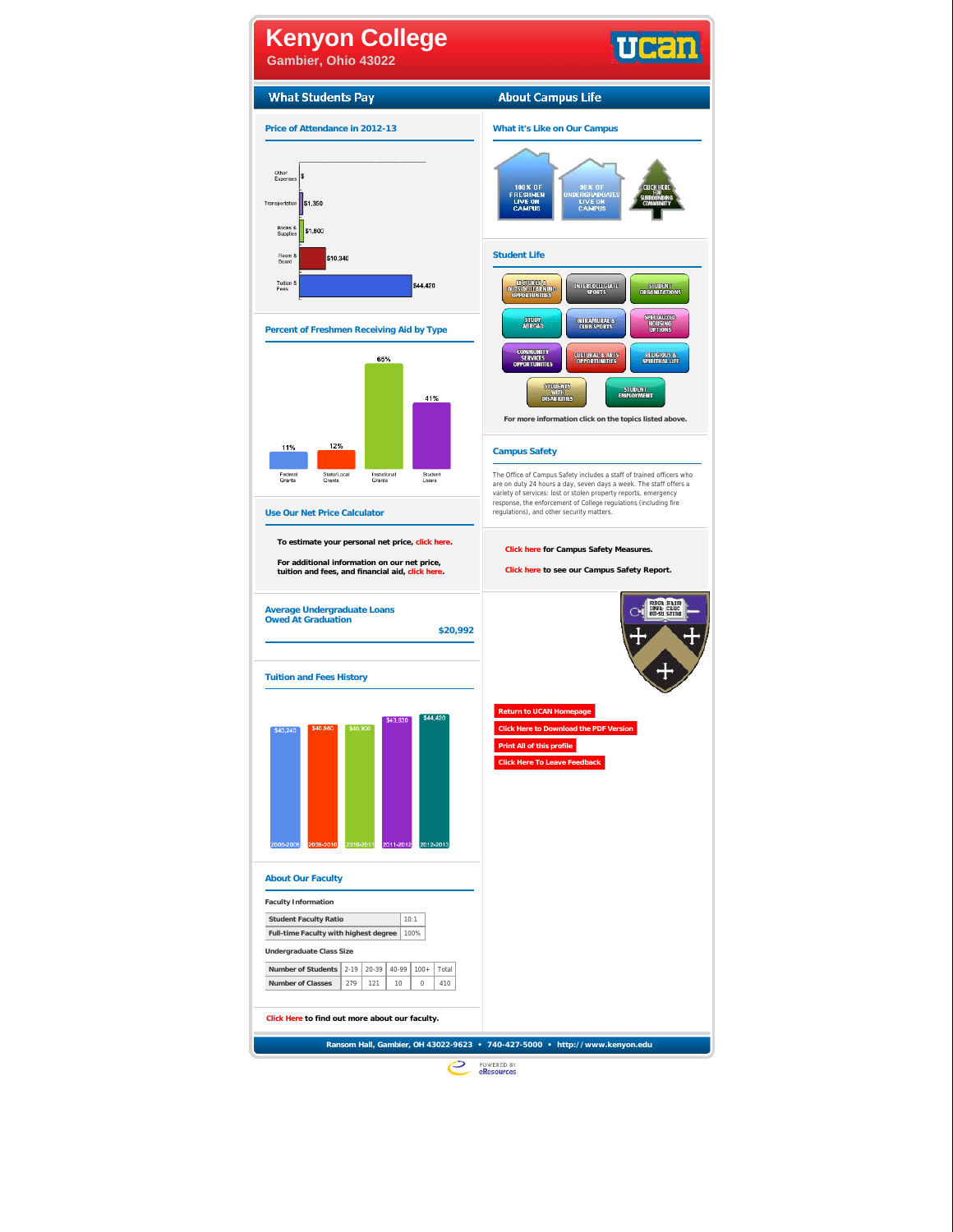# Kenyon College

Gambier, Ohio 43022

## What Students Pay

### Price of Attendance in 2012-13

Other Expenses $

Transportation $1,350

Books & Supplies $1,800

Room & Board $10,340

Tuition & Fees $44,420

### Percent of Freshmen Receiving Aid by Type

11% Federal Grants

12% State/Local Grants

65% Institutional Grants

41% Student Loans

### Use Our Net Price Calculator

**To estimate your personal net price, click here.**

**For additional information on our net price, tuition and fees, and financial aid, click here.**

### Average Undergraduate Loans Owed At Graduation

**$20,992**

### Tuition and Fees History

2008-2009 $40,240

2009-2010 $40,980

2010-2011 $40,900

2011-2012 $43,830

2012-2013 $44,420

### About Our Faculty

**Faculty Information**

| | |
|---|---|
| Student Faculty Ratio | 10:1 |
| Full-time Faculty with highest degree | 100% |

**Undergraduate Class Size**

| Number of Students | 2-19 | 20-39 | 40-99 | 100+ | Total |
|---|---|---|---|---|---|
| Number of Classes | 279 | 121 | 10 | 0 | 410 |

**Click Here to find out more about our faculty.**

## About Campus Life

### What it's Like on Our Campus

100% OF FRESHMEN LIVE ON CAMPUS

99% OF UNDERGRADUATES LIVE ON CAMPUS

CLICK HERE FOR SURROUNDING COMMUNITY

### Student Life

- LECTURES & OUTSIDE LEARNING OPPORTUNITIES
- INTERCOLLEGIATE SPORTS
- STUDENT ORGANIZATIONS
- STUDY ABROAD
- INTRAMURAL & CLUB SPORTS
- SPECIALIZED HOUSING OPTIONS
- COMMUNITY SERVICES OPPORTUNITIES
- CULTURAL & ARTS OPPORTUNITIES
- RELIGIOUS & SPIRITUAL LIFE
- STUDENTS WITH DISABILITIES
- STUDENT EMPLOYMENT

**For more information click on the topics listed above.**

### Campus Safety

The Office of Campus Safety includes a staff of trained officers who are on duty 24 hours a day, seven days a week. The staff offers a variety of services: lost or stolen property reports, emergency response, the enforcement of College regulations (including fire regulations), and other security matters.

**Click here for Campus Safety Measures.**

**Click here to see our Campus Safety Report.**

- Return to UCAN Homepage
- Click Here to Download the PDF Version
- Print All of this profile
- Click Here To Leave Feedback

Ransom Hall, Gambier, OH 43022-9623 • 740-427-5000 • http://www.kenyon.edu

POWERED BY eResources